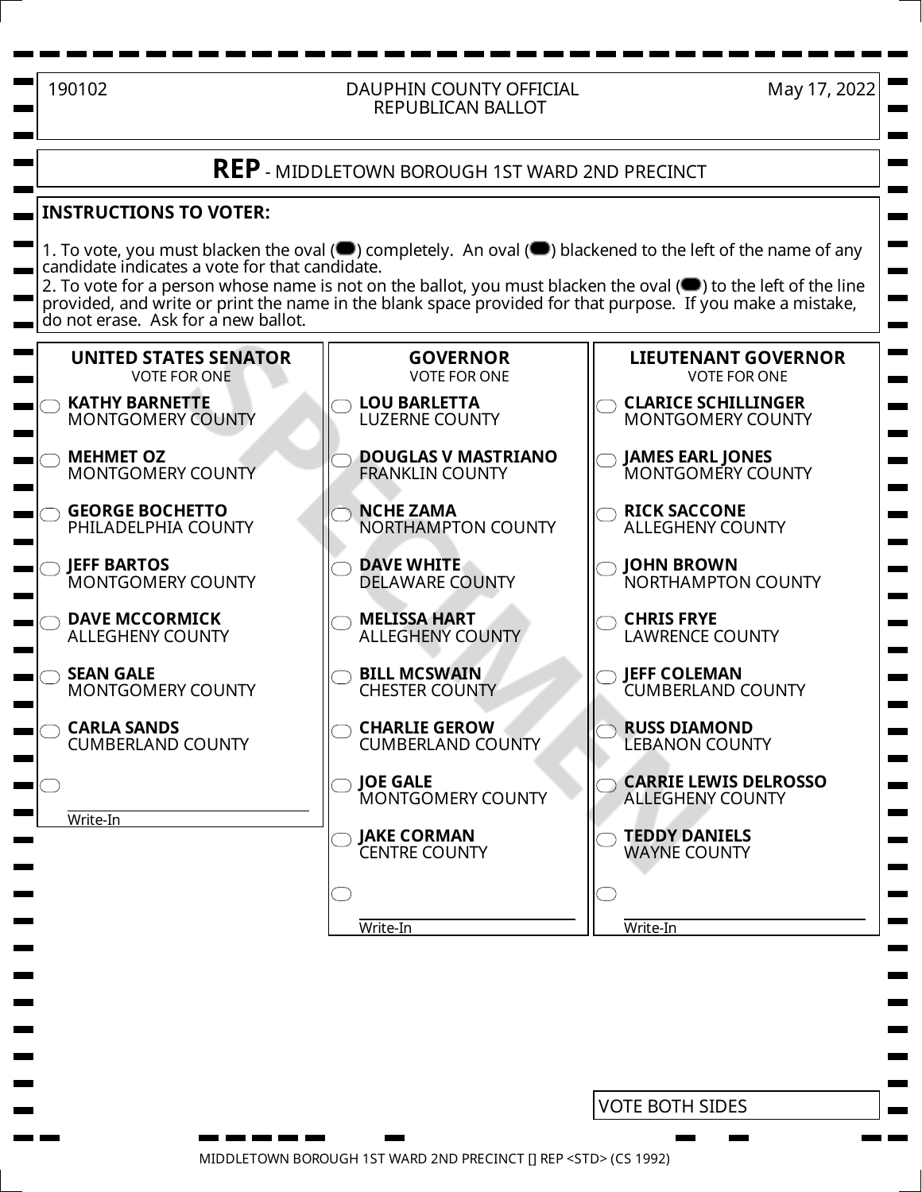190102

DAUPHIN COUNTY OFFICIAL
REPUBLICAN BALLOT

May 17, 2022

# REP - MIDDLETOWN BOROUGH 1ST WARD 2ND PRECINCT

**INSTRUCTIONS TO VOTER:**

1. To vote, you must blacken the oval (⬬) completely. An oval (⬬) blackened to the left of the name of any candidate indicates a vote for that candidate.
2. To vote for a person whose name is not on the ballot, you must blacken the oval (⬬) to the left of the line provided, and write or print the name in the blank space provided for that purpose. If you make a mistake, do not erase. Ask for a new ballot.

## UNITED STATES SENATOR
VOTE FOR ONE

- **KATHY BARNETTE** MONTGOMERY COUNTY
- **MEHMET OZ** MONTGOMERY COUNTY
- **GEORGE BOCHETTO** PHILADELPHIA COUNTY
- **JEFF BARTOS** MONTGOMERY COUNTY
- **DAVE MCCORMICK** ALLEGHENY COUNTY
- **SEAN GALE** MONTGOMERY COUNTY
- **CARLA SANDS** CUMBERLAND COUNTY
- Write-In

## GOVERNOR
VOTE FOR ONE

- **LOU BARLETTA** LUZERNE COUNTY
- **DOUGLAS V MASTRIANO** FRANKLIN COUNTY
- **NCHE ZAMA** NORTHAMPTON COUNTY
- **DAVE WHITE** DELAWARE COUNTY
- **MELISSA HART** ALLEGHENY COUNTY
- **BILL MCSWAIN** CHESTER COUNTY
- **CHARLIE GEROW** CUMBERLAND COUNTY
- **JOE GALE** MONTGOMERY COUNTY
- **JAKE CORMAN** CENTRE COUNTY
- Write-In

## LIEUTENANT GOVERNOR
VOTE FOR ONE

- **CLARICE SCHILLINGER** MONTGOMERY COUNTY
- **JAMES EARL JONES** MONTGOMERY COUNTY
- **RICK SACCONE** ALLEGHENY COUNTY
- **JOHN BROWN** NORTHAMPTON COUNTY
- **CHRIS FRYE** LAWRENCE COUNTY
- **JEFF COLEMAN** CUMBERLAND COUNTY
- **RUSS DIAMOND** LEBANON COUNTY
- **CARRIE LEWIS DELROSSO** ALLEGHENY COUNTY
- **TEDDY DANIELS** WAYNE COUNTY
- Write-In

VOTE BOTH SIDES

MIDDLETOWN BOROUGH 1ST WARD 2ND PRECINCT [] REP <STD> (CS 1992)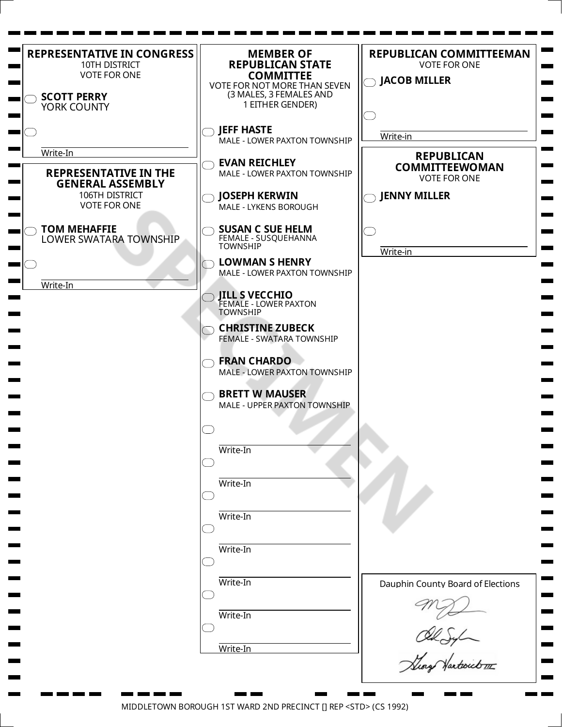## REPRESENTATIVE IN CONGRESS
10TH DISTRICT
VOTE FOR ONE

- **SCOTT PERRY**
  YORK COUNTY
- Write-In

## REPRESENTATIVE IN THE GENERAL ASSEMBLY
106TH DISTRICT
VOTE FOR ONE

- **TOM MEHAFFIE**
  LOWER SWATARA TOWNSHIP
- Write-In

## MEMBER OF REPUBLICAN STATE COMMITTEE
VOTE FOR NOT MORE THAN SEVEN
(3 MALES, 3 FEMALES AND 1 EITHER GENDER)

- **JEFF HASTE**
  MALE - LOWER PAXTON TOWNSHIP
- **EVAN REICHLEY**
  MALE - LOWER PAXTON TOWNSHIP
- **JOSEPH KERWIN**
  MALE - LYKENS BOROUGH
- **SUSAN C SUE HELM**
  FEMALE - SUSQUEHANNA TOWNSHIP
- **LOWMAN S HENRY**
  MALE - LOWER PAXTON TOWNSHIP
- **JILL S VECCHIO**
  FEMALE - LOWER PAXTON TOWNSHIP
- **CHRISTINE ZUBECK**
  FEMALE - SWATARA TOWNSHIP
- **FRAN CHARDO**
  MALE - LOWER PAXTON TOWNSHIP
- **BRETT W MAUSER**
  MALE - UPPER PAXTON TOWNSHIP
- Write-In
- Write-In
- Write-In
- Write-In
- Write-In
- Write-In
- Write-In

## REPUBLICAN COMMITTEEMAN
VOTE FOR ONE

- **JACOB MILLER**
- Write-in

## REPUBLICAN COMMITTEEWOMAN
VOTE FOR ONE

- **JENNY MILLER**
- Write-in

Dauphin County Board of Elections

SPECIMEN

MIDDLETOWN BOROUGH 1ST WARD 2ND PRECINCT [] REP <STD> (CS 1992)